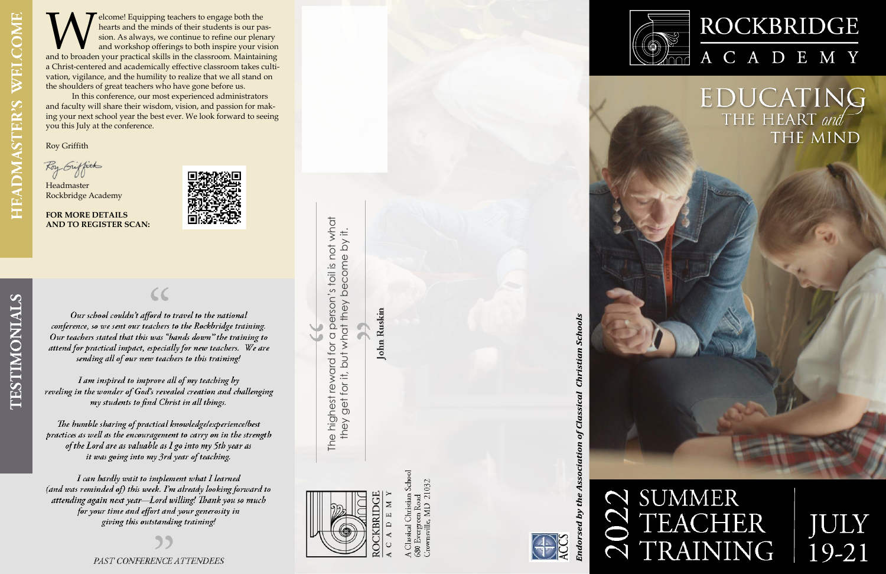## HEADMASTER'S WELCOME

Welcome! Equipping teachers to engage both the hearts and the minds of their students is our passion. As always, we continue to refine our plenary and workshop offerings to both inspire your vision and to broaden your practical skills in the classroom. Maintaining a Christ-centered and academically effective classroom takes cultivation, vigilance, and the humility to realize that we all stand on the shoulders of great teachers who have gone before us.

In this conference, our most experienced administrators and faculty will share their wisdom, vision, and passion for making your next school year the best ever. We look forward to seeing you this July at the conference.

Roy Griffith

Headmaster
Rockbridge Academy

**FOR MORE DETAILS AND TO REGISTER SCAN:**

## TESTIMONIALS

*Our school couldn't afford to travel to the national conference, so we sent our teachers to the Rockbridge training. Our teachers stated that this was "hands down" the training to attend for practical impact, especially for new teachers. We are sending all of our new teachers to this training!*

*I am inspired to improve all of my teaching by reveling in the wonder of God's revealed creation and challenging my students to find Christ in all things.*

*The humble sharing of practical knowledge/experience/best practices as well as the encouragement to carry on in the strength of the Lord are as valuable as I go into my 5th year as it was going into my 3rd year of teaching.*

*I can hardly wait to implement what I learned (and was reminded of) this week. I'm already looking forward to attending again next year—Lord willing! Thank you so much for your time and effort and your generosity in giving this outstanding training!*

*PAST CONFERENCE ATTENDEES*

"The highest reward for a person's toil is not what they get for it, but what they become by it."

**John Ruskin**

ROCKBRIDGE ACADEMY
A Classical Christian School
680 Evergreen Road
Crownsville, MD 21032

ACCS

***Endorsed by the Association of Classical Christian Schools***

# ROCKBRIDGE ACADEMY

## EDUCATING THE HEART *and* THE MIND

# 2022 SUMMER TEACHER TRAINING

## JULY 19-21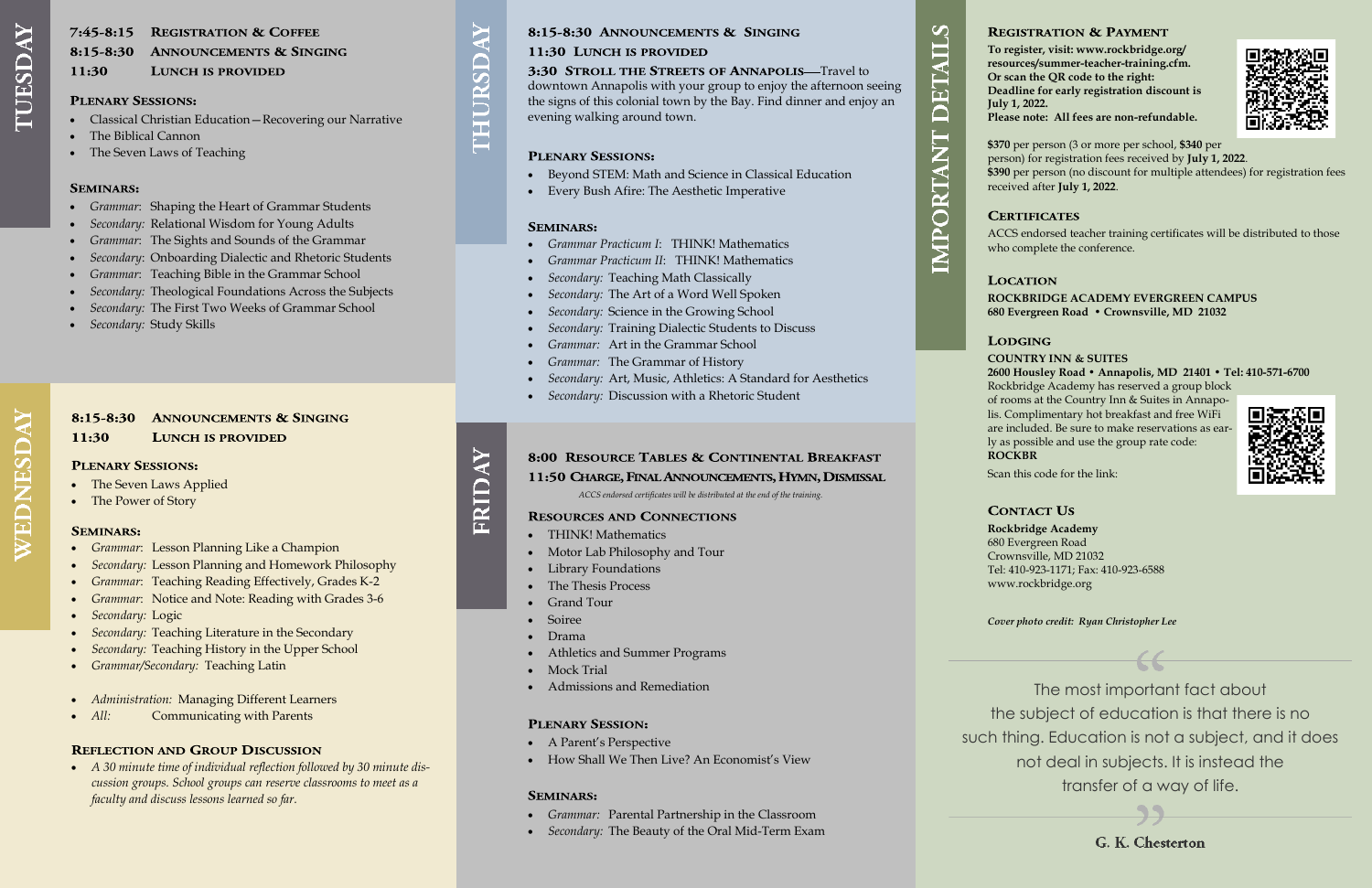# TUESDAY

**7:45-8:15 REGISTRATION & COFFEE**
**8:15-8:30 ANNOUNCEMENTS & SINGING**
**11:30 LUNCH IS PROVIDED**

### PLENARY SESSIONS:

- Classical Christian Education—Recovering our Narrative
- The Biblical Cannon
- The Seven Laws of Teaching

### SEMINARS:

- *Grammar:* Shaping the Heart of Grammar Students
- *Secondary:* Relational Wisdom for Young Adults
- *Grammar:* The Sights and Sounds of the Grammar
- *Secondary:* Onboarding Dialectic and Rhetoric Students
- *Grammar:* Teaching Bible in the Grammar School
- *Secondary:* Theological Foundations Across the Subjects
- *Secondary:* The First Two Weeks of Grammar School
- *Secondary:* Study Skills

# WEDNESDAY

**8:15-8:30 ANNOUNCEMENTS & SINGING**
**11:30 LUNCH IS PROVIDED**

### PLENARY SESSIONS:

- The Seven Laws Applied
- The Power of Story

### SEMINARS:

- *Grammar:* Lesson Planning Like a Champion
- *Secondary:* Lesson Planning and Homework Philosophy
- *Grammar:* Teaching Reading Effectively, Grades K-2
- *Grammar:* Notice and Note: Reading with Grades 3-6
- *Secondary:* Logic
- *Secondary:* Teaching Literature in the Secondary
- *Secondary:* Teaching History in the Upper School
- *Grammar/Secondary:* Teaching Latin
- *Administration:* Managing Different Learners
- *All:* Communicating with Parents

### REFLECTION AND GROUP DISCUSSION

- *A 30 minute time of individual reflection followed by 30 minute discussion groups. School groups can reserve classrooms to meet as a faculty and discuss lessons learned so far.*

# THURSDAY

**8:15-8:30 ANNOUNCEMENTS & SINGING**
**11:30 LUNCH IS PROVIDED**
**3:30 STROLL THE STREETS OF ANNAPOLIS**—Travel to downtown Annapolis with your group to enjoy the afternoon seeing the signs of this colonial town by the Bay. Find dinner and enjoy an evening walking around town.

### PLENARY SESSIONS:

- Beyond STEM: Math and Science in Classical Education
- Every Bush Afire: The Aesthetic Imperative

### SEMINARS:

- *Grammar Practicum I:* THINK! Mathematics
- *Grammar Practicum II:* THINK! Mathematics
- *Secondary:* Teaching Math Classically
- *Secondary:* The Art of a Word Well Spoken
- *Secondary:* Science in the Growing School
- *Secondary:* Training Dialectic Students to Discuss
- *Grammar:* Art in the Grammar School
- *Grammar:* The Grammar of History
- *Secondary:* Art, Music, Athletics: A Standard for Aesthetics
- *Secondary:* Discussion with a Rhetoric Student

# FRIDAY

**8:00 RESOURCE TABLES & CONTINENTAL BREAKFAST**
**11:50 CHARGE, FINAL ANNOUNCEMENTS, HYMN, DISMISSAL**

*ACCS endorsed certificates will be distributed at the end of the training.*

### RESOURCES AND CONNECTIONS

- THINK! Mathematics
- Motor Lab Philosophy and Tour
- Library Foundations
- The Thesis Process
- Grand Tour
- Soiree
- Drama
- Athletics and Summer Programs
- Mock Trial
- Admissions and Remediation

### PLENARY SESSION:

- A Parent's Perspective
- How Shall We Then Live? An Economist's View

### SEMINARS:

- *Grammar:* Parental Partnership in the Classroom
- *Secondary:* The Beauty of the Oral Mid-Term Exam

# IMPORTANT DETAILS

### REGISTRATION & PAYMENT

**To register, visit: www.rockbridge.org/resources/summer-teacher-training.cfm. Or scan the QR code to the right: Deadline for early registration discount is July 1, 2022. Please note: All fees are non-refundable.**

**$370** per person (3 or more per school, **$340** per person) for registration fees received by **July 1, 2022**.
**$390** per person (no discount for multiple attendees) for registration fees received after **July 1, 2022**.

### CERTIFICATES

ACCS endorsed teacher training certificates will be distributed to those who complete the conference.

### LOCATION

**ROCKBRIDGE ACADEMY EVERGREEN CAMPUS**
**680 Evergreen Road • Crownsville, MD 21032**

### LODGING

**COUNTRY INN & SUITES**
**2600 Housley Road • Annapolis, MD 21401 • Tel: 410-571-6700**
Rockbridge Academy has reserved a group block of rooms at the Country Inn & Suites in Annapolis. Complimentary hot breakfast and free WiFi are included. Be sure to make reservations as early as possible and use the group rate code: **ROCKBR**

Scan this code for the link:

### CONTACT US

**Rockbridge Academy**
680 Evergreen Road
Crownsville, MD 21032
Tel: 410-923-1171; Fax: 410-923-6588
www.rockbridge.org

*Cover photo credit: Ryan Christopher Lee*

> "The most important fact about the subject of education is that there is no such thing. Education is not a subject, and it does not deal in subjects. It is instead the transfer of a way of life."
>
> G. K. Chesterton